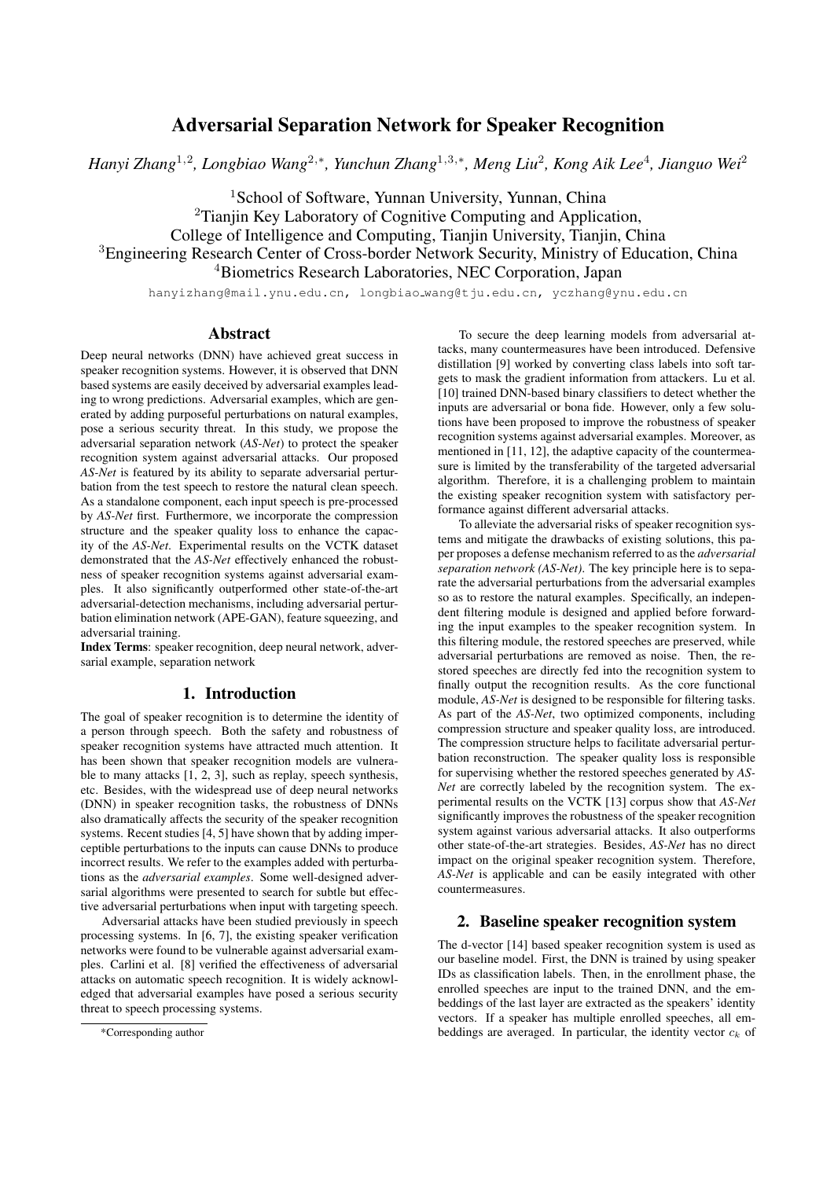# Adversarial Separation Network for Speaker Recognition

*Hanyi Zhang*[1,2]*, Longbiao Wang*[2,*]*, Yunchun Zhang*[1,3,*]*, Meng Liu*[2]*, Kong Aik Lee*[4]*, Jianguo Wei*[2]

[1]School of Software, Yunnan University, Yunnan, China
[2]Tianjin Key Laboratory of Cognitive Computing and Application,
College of Intelligence and Computing, Tianjin University, Tianjin, China
[3]Engineering Research Center of Cross-border Network Security, Ministry of Education, China
[4]Biometrics Research Laboratories, NEC Corporation, Japan

hanyizhang@mail.ynu.edu.cn, longbiao_wang@tju.edu.cn, yczhang@ynu.edu.cn

## Abstract

Deep neural networks (DNN) have achieved great success in speaker recognition systems. However, it is observed that DNN based systems are easily deceived by adversarial examples leading to wrong predictions. Adversarial examples, which are generated by adding purposeful perturbations on natural examples, pose a serious security threat. In this study, we propose the adversarial separation network (*AS-Net*) to protect the speaker recognition system against adversarial attacks. Our proposed *AS-Net* is featured by its ability to separate adversarial perturbation from the test speech to restore the natural clean speech. As a standalone component, each input speech is pre-processed by *AS-Net* first. Furthermore, we incorporate the compression structure and the speaker quality loss to enhance the capacity of the *AS-Net*. Experimental results on the VCTK dataset demonstrated that the *AS-Net* effectively enhanced the robustness of speaker recognition systems against adversarial examples. It also significantly outperformed other state-of-the-art adversarial-detection mechanisms, including adversarial perturbation elimination network (APE-GAN), feature squeezing, and adversarial training.

**Index Terms**: speaker recognition, deep neural network, adversarial example, separation network

## 1. Introduction

The goal of speaker recognition is to determine the identity of a person through speech. Both the safety and robustness of speaker recognition systems have attracted much attention. It has been shown that speaker recognition models are vulnerable to many attacks [1, 2, 3], such as replay, speech synthesis, etc. Besides, with the widespread use of deep neural networks (DNN) in speaker recognition tasks, the robustness of DNNs also dramatically affects the security of the speaker recognition systems. Recent studies [4, 5] have shown that by adding imperceptible perturbations to the inputs can cause DNNs to produce incorrect results. We refer to the examples added with perturbations as the *adversarial examples*. Some well-designed adversarial algorithms were presented to search for subtle but effective adversarial perturbations when input with targeting speech.

Adversarial attacks have been studied previously in speech processing systems. In [6, 7], the existing speaker verification networks were found to be vulnerable against adversarial examples. Carlini et al. [8] verified the effectiveness of adversarial attacks on automatic speech recognition. It is widely acknowledged that adversarial examples have posed a serious security threat to speech processing systems.

To secure the deep learning models from adversarial attacks, many countermeasures have been introduced. Defensive distillation [9] worked by converting class labels into soft targets to mask the gradient information from attackers. Lu et al. [10] trained DNN-based binary classifiers to detect whether the inputs are adversarial or bona fide. However, only a few solutions have been proposed to improve the robustness of speaker recognition systems against adversarial examples. Moreover, as mentioned in [11, 12], the adaptive capacity of the countermeasure is limited by the transferability of the targeted adversarial algorithm. Therefore, it is a challenging problem to maintain the existing speaker recognition system with satisfactory performance against different adversarial attacks.

To alleviate the adversarial risks of speaker recognition systems and mitigate the drawbacks of existing solutions, this paper proposes a defense mechanism referred to as the *adversarial separation network (AS-Net)*. The key principle here is to separate the adversarial perturbations from the adversarial examples so as to restore the natural examples. Specifically, an independent filtering module is designed and applied before forwarding the input examples to the speaker recognition system. In this filtering module, the restored speeches are preserved, while adversarial perturbations are removed as noise. Then, the restored speeches are directly fed into the recognition system to finally output the recognition results. As the core functional module, *AS-Net* is designed to be responsible for filtering tasks. As part of the *AS-Net*, two optimized components, including compression structure and speaker quality loss, are introduced. The compression structure helps to facilitate adversarial perturbation reconstruction. The speaker quality loss is responsible for supervising whether the restored speeches generated by *AS-Net* are correctly labeled by the recognition system. The experimental results on the VCTK [13] corpus show that *AS-Net* significantly improves the robustness of the speaker recognition system against various adversarial attacks. It also outperforms other state-of-the-art strategies. Besides, *AS-Net* has no direct impact on the original speaker recognition system. Therefore, *AS-Net* is applicable and can be easily integrated with other countermeasures.

## 2. Baseline speaker recognition system

The d-vector [14] based speaker recognition system is used as our baseline model. First, the DNN is trained by using speaker IDs as classification labels. Then, in the enrollment phase, the enrolled speeches are input to the trained DNN, and the embeddings of the last layer are extracted as the speakers' identity vectors. If a speaker has multiple enrolled speeches, all embeddings are averaged. In particular, the identity vector $c_k$ of

*Corresponding author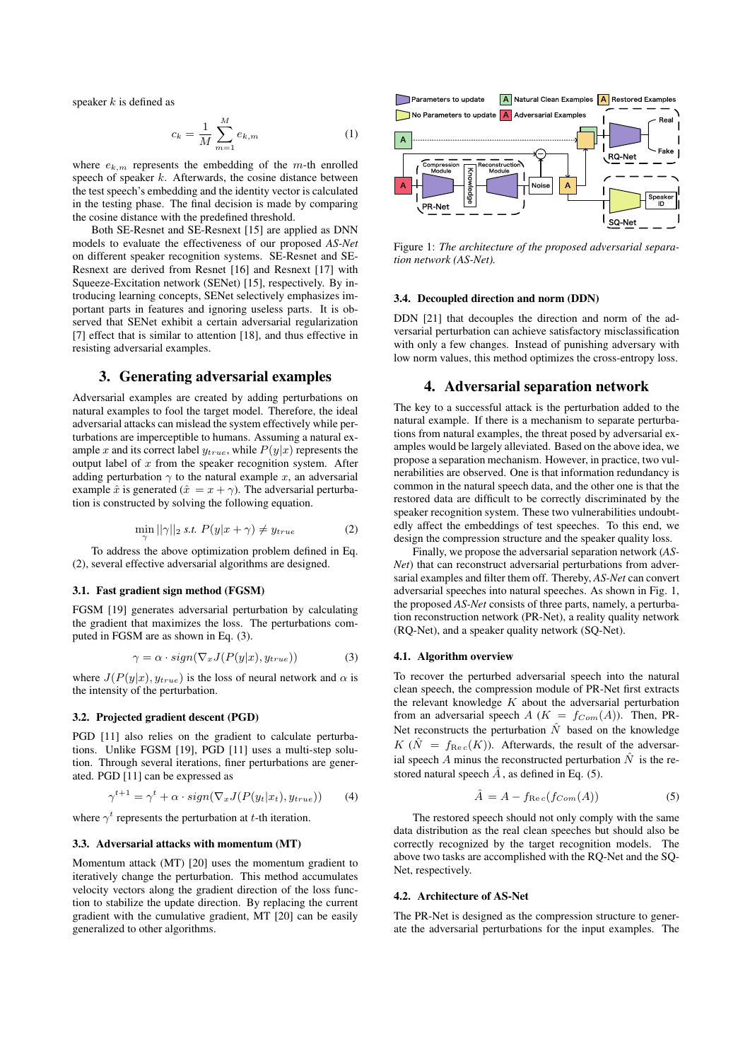speaker $k$ is defined as

$$c_k = \frac{1}{M}\sum_{m=1}^{M} e_{k,m} \tag{1}$$

where $e_{k,m}$ represents the embedding of the $m$-th enrolled speech of speaker $k$. Afterwards, the cosine distance between the test speech's embedding and the identity vector is calculated in the testing phase. The final decision is made by comparing the cosine distance with the predefined threshold.

Both SE-Resnet and SE-Resnext [15] are applied as DNN models to evaluate the effectiveness of our proposed *AS-Net* on different speaker recognition systems. SE-Resnet and SE-Resnext are derived from Resnet [16] and Resnext [17] with Squeeze-Excitation network (SENet) [15], respectively. By introducing learning concepts, SENet selectively emphasizes important parts in features and ignoring useless parts. It is observed that SENet exhibit a certain adversarial regularization [7] effect that is similar to attention [18], and thus effective in resisting adversarial examples.

## 3. Generating adversarial examples

Adversarial examples are created by adding perturbations on natural examples to fool the target model. Therefore, the ideal adversarial attacks can mislead the system effectively while perturbations are imperceptible to humans. Assuming a natural example $x$ and its correct label $y_{true}$, while $P(y|x)$ represents the output label of $x$ from the speaker recognition system. After adding perturbation $\gamma$ to the natural example $x$, an adversarial example $\hat{x}$ is generated ($\hat{x} = x + \gamma$). The adversarial perturbation is constructed by solving the following equation.

$$\min_{\gamma} ||\gamma||_2 \ \textit{s.t.}\ P(y|x+\gamma) \neq y_{true} \tag{2}$$

To address the above optimization problem defined in Eq. (2), several effective adversarial algorithms are designed.

### 3.1. Fast gradient sign method (FGSM)

FGSM [19] generates adversarial perturbation by calculating the gradient that maximizes the loss. The perturbations computed in FGSM are as shown in Eq. (3).

$$\gamma = \alpha \cdot sign(\nabla_x J(P(y|x), y_{true})) \tag{3}$$

where $J(P(y|x), y_{true})$ is the loss of neural network and $\alpha$ is the intensity of the perturbation.

### 3.2. Projected gradient descent (PGD)

PGD [11] also relies on the gradient to calculate perturbations. Unlike FGSM [19], PGD [11] uses a multi-step solution. Through several iterations, finer perturbations are generated. PGD [11] can be expressed as

$$\gamma^{t+1} = \gamma^t + \alpha \cdot sign(\nabla_x J(P(y_t|x_t), y_{true})) \tag{4}$$

where $\gamma^t$ represents the perturbation at $t$-th iteration.

### 3.3. Adversarial attacks with momentum (MT)

Momentum attack (MT) [20] uses the momentum gradient to iteratively change the perturbation. This method accumulates velocity vectors along the gradient direction of the loss function to stabilize the update direction. By replacing the current gradient with the cumulative gradient, MT [20] can be easily generalized to other algorithms.

Figure 1: *The architecture of the proposed adversarial separation network (AS-Net).*

### 3.4. Decoupled direction and norm (DDN)

DDN [21] that decouples the direction and norm of the adversarial perturbation can achieve satisfactory misclassification with only a few changes. Instead of punishing adversary with low norm values, this method optimizes the cross-entropy loss.

## 4. Adversarial separation network

The key to a successful attack is the perturbation added to the natural example. If there is a mechanism to separate perturbations from natural examples, the threat posed by adversarial examples would be largely alleviated. Based on the above idea, we propose a separation mechanism. However, in practice, two vulnerabilities are observed. One is that information redundancy is common in the natural speech data, and the other one is that the restored data are difficult to be correctly discriminated by the speaker recognition system. These two vulnerabilities undoubtedly affect the embeddings of test speeches. To this end, we design the compression structure and the speaker quality loss.

Finally, we propose the adversarial separation network (*AS-Net*) that can reconstruct adversarial perturbations from adversarial examples and filter them off. Thereby, *AS-Net* can convert adversarial speeches into natural speeches. As shown in Fig. 1, the proposed *AS-Net* consists of three parts, namely, a perturbation reconstruction network (PR-Net), a reality quality network (RQ-Net), and a speaker quality network (SQ-Net).

### 4.1. Algorithm overview

To recover the perturbed adversarial speech into the natural clean speech, the compression module of PR-Net first extracts the relevant knowledge $K$ about the adversarial perturbation from an adversarial speech $A$ ($K = f_{Com}(A)$). Then, PR-Net reconstructs the perturbation $\hat{N}$ based on the knowledge $K$ ($\hat{N} = f_{Rec}(K)$). Afterwards, the result of the adversarial speech $A$ minus the reconstructed perturbation $\hat{N}$ is the restored natural speech $\hat{A}$, as defined in Eq. (5).

$$\hat{A} = A - f_{Rec}(f_{Com}(A)) \tag{5}$$

The restored speech should not only comply with the same data distribution as the real clean speeches but should also be correctly recognized by the target recognition models. The above two tasks are accomplished with the RQ-Net and the SQ-Net, respectively.

### 4.2. Architecture of AS-Net

The PR-Net is designed as the compression structure to generate the adversarial perturbations for the input examples. The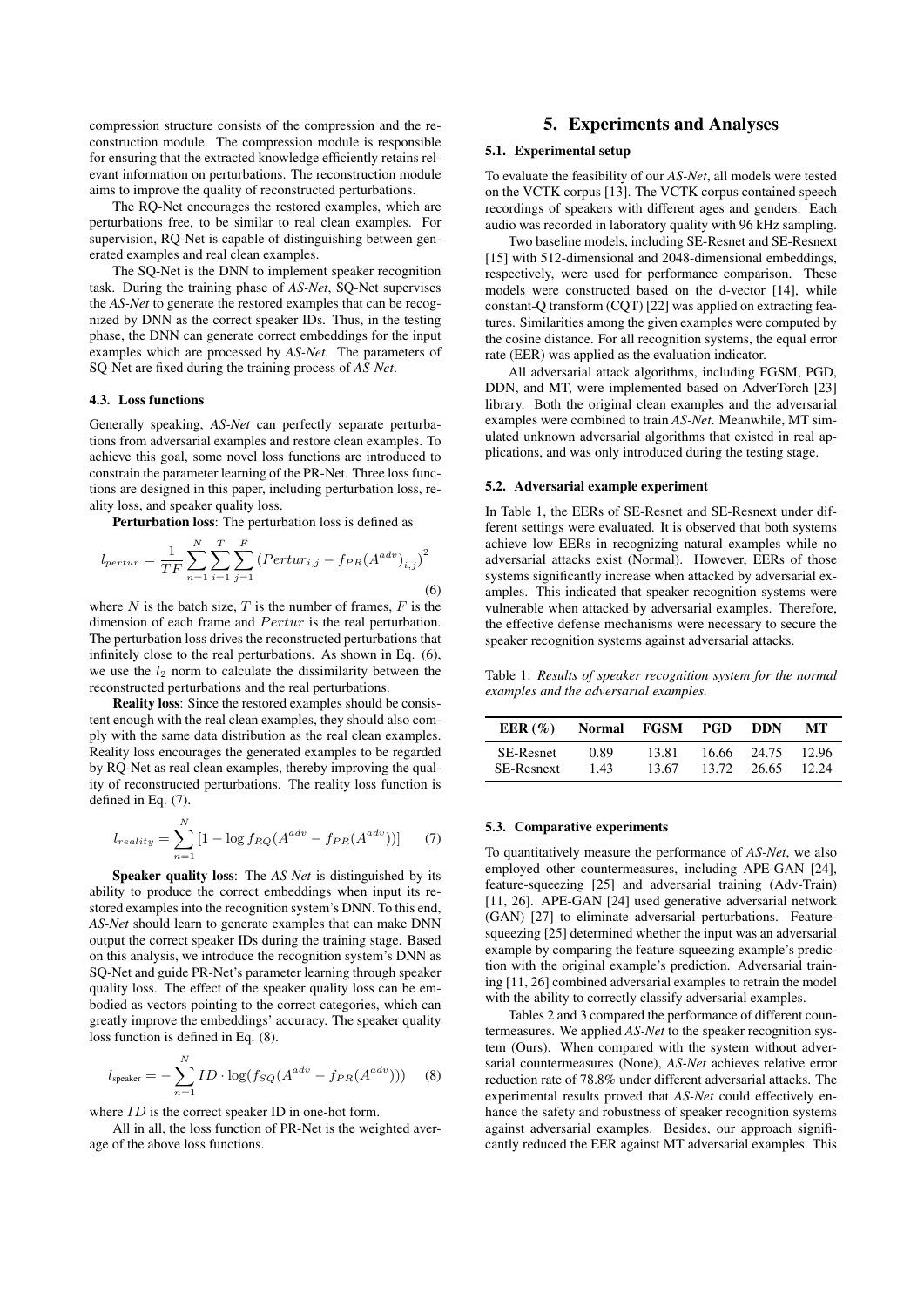compression structure consists of the compression and the reconstruction module. The compression module is responsible for ensuring that the extracted knowledge efficiently retains relevant information on perturbations. The reconstruction module aims to improve the quality of reconstructed perturbations.

The RQ-Net encourages the restored examples, which are perturbations free, to be similar to real clean examples. For supervision, RQ-Net is capable of distinguishing between generated examples and real clean examples.

The SQ-Net is the DNN to implement speaker recognition task. During the training phase of *AS-Net*, SQ-Net supervises the *AS-Net* to generate the restored examples that can be recognized by DNN as the correct speaker IDs. Thus, in the testing phase, the DNN can generate correct embeddings for the input examples which are processed by *AS-Net*. The parameters of SQ-Net are fixed during the training process of *AS-Net*.

### 4.3. Loss functions

Generally speaking, *AS-Net* can perfectly separate perturbations from adversarial examples and restore clean examples. To achieve this goal, some novel loss functions are introduced to constrain the parameter learning of the PR-Net. Three loss functions are designed in this paper, including perturbation loss, reality loss, and speaker quality loss.

**Perturbation loss**: The perturbation loss is defined as

$$l_{pertur} = \frac{1}{TF}\sum_{n=1}^{N}\sum_{i=1}^{T}\sum_{j=1}^{F}\left(Pertur_{i,j} - f_{PR}(A^{adv})_{i,j}\right)^2 \tag{6}$$

where $N$ is the batch size, $T$ is the number of frames, $F$ is the dimension of each frame and $Pertur$ is the real perturbation. The perturbation loss drives the reconstructed perturbations that infinitely close to the real perturbations. As shown in Eq. (6), we use the $l_2$ norm to calculate the dissimilarity between the reconstructed perturbations and the real perturbations.

**Reality loss**: Since the restored examples should be consistent enough with the real clean examples, they should also comply with the same data distribution as the real clean examples. Reality loss encourages the generated examples to be regarded by RQ-Net as real clean examples, thereby improving the quality of reconstructed perturbations. The reality loss function is defined in Eq. (7).

$$l_{reality} = \sum_{n=1}^{N}\left[1 - \log f_{RQ}(A^{adv} - f_{PR}(A^{adv}))\right] \tag{7}$$

**Speaker quality loss**: The *AS-Net* is distinguished by its ability to produce the correct embeddings when input its restored examples into the recognition system's DNN. To this end, *AS-Net* should learn to generate examples that can make DNN output the correct speaker IDs during the training stage. Based on this analysis, we introduce the recognition system's DNN as SQ-Net and guide PR-Net's parameter learning through speaker quality loss. The effect of the speaker quality loss can be embodied as vectors pointing to the correct categories, which can greatly improve the embeddings' accuracy. The speaker quality loss function is defined in Eq. (8).

$$l_{\text{speaker}} = -\sum_{n=1}^{N} ID \cdot \log(f_{SQ}(A^{adv} - f_{PR}(A^{adv}))) \tag{8}$$

where $ID$ is the correct speaker ID in one-hot form.

All in all, the loss function of PR-Net is the weighted average of the above loss functions.

## 5. Experiments and Analyses

### 5.1. Experimental setup

To evaluate the feasibility of our *AS-Net*, all models were tested on the VCTK corpus [13]. The VCTK corpus contained speech recordings of speakers with different ages and genders. Each audio was recorded in laboratory quality with 96 kHz sampling.

Two baseline models, including SE-Resnet and SE-Resnext [15] with 512-dimensional and 2048-dimensional embeddings, respectively, were used for performance comparison. These models were constructed based on the d-vector [14], while constant-Q transform (CQT) [22] was applied on extracting features. Similarities among the given examples were computed by the cosine distance. For all recognition systems, the equal error rate (EER) was applied as the evaluation indicator.

All adversarial attack algorithms, including FGSM, PGD, DDN, and MT, were implemented based on AdverTorch [23] library. Both the original clean examples and the adversarial examples were combined to train *AS-Net*. Meanwhile, MT simulated unknown adversarial algorithms that existed in real applications, and was only introduced during the testing stage.

### 5.2. Adversarial example experiment

In Table 1, the EERs of SE-Resnet and SE-Resnext under different settings were evaluated. It is observed that both systems achieve low EERs in recognizing natural examples while no adversarial attacks exist (Normal). However, EERs of those systems significantly increase when attacked by adversarial examples. This indicated that speaker recognition systems were vulnerable when attacked by adversarial examples. Therefore, the effective defense mechanisms were necessary to secure the speaker recognition systems against adversarial attacks.

Table 1: *Results of speaker recognition system for the normal examples and the adversarial examples.*

| **EER (%)** | **Normal** | **FGSM** | **PGD** | **DDN** | **MT** |
|---|---|---|---|---|---|
| SE-Resnet | 0.89 | 13.81 | 16.66 | 24.75 | 12.96 |
| SE-Resnext | 1.43 | 13.67 | 13.72 | 26.65 | 12.24 |

### 5.3. Comparative experiments

To quantitatively measure the performance of *AS-Net*, we also employed other countermeasures, including APE-GAN [24], feature-squeezing [25] and adversarial training (Adv-Train) [11, 26]. APE-GAN [24] used generative adversarial network (GAN) [27] to eliminate adversarial perturbations. Feature-squeezing [25] determined whether the input was an adversarial example by comparing the feature-squeezing example's prediction with the original example's prediction. Adversarial training [11, 26] combined adversarial examples to retrain the model with the ability to correctly classify adversarial examples.

Tables 2 and 3 compared the performance of different countermeasures. We applied *AS-Net* to the speaker recognition system (Ours). When compared with the system without adversarial countermeasures (None), *AS-Net* achieves relative error reduction rate of 78.8% under different adversarial attacks. The experimental results proved that *AS-Net* could effectively enhance the safety and robustness of speaker recognition systems against adversarial examples. Besides, our approach significantly reduced the EER against MT adversarial examples. This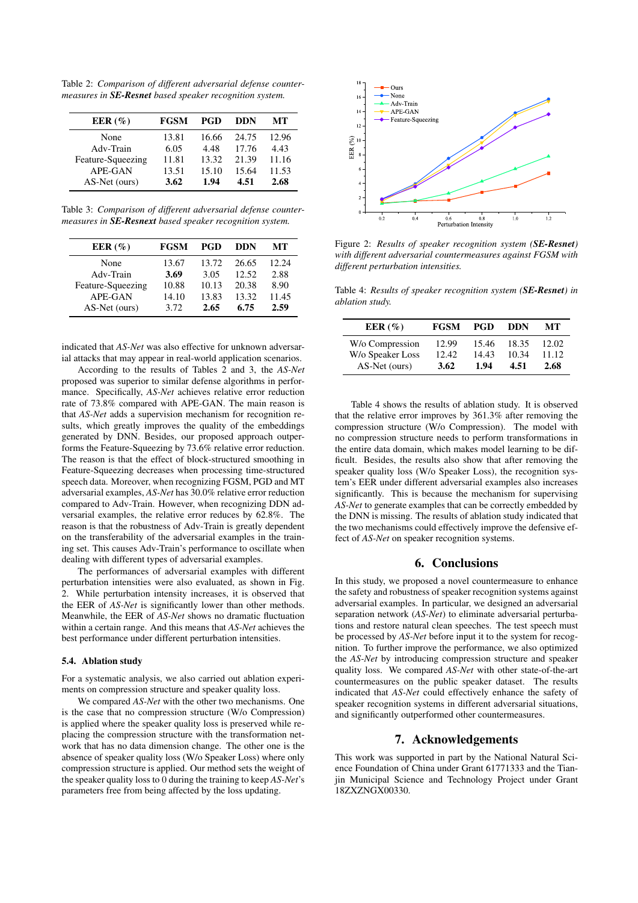Table 2: *Comparison of different adversarial defense countermeasures in **SE-Resnet** based speaker recognition system.*

| EER (%) | FGSM | PGD | DDN | MT |
|---|---|---|---|---|
| None | 13.81 | 16.66 | 24.75 | 12.96 |
| Adv-Train | 6.05 | 4.48 | 17.76 | 4.43 |
| Feature-Squeezing | 11.81 | 13.32 | 21.39 | 11.16 |
| APE-GAN | 13.51 | 15.10 | 15.64 | 11.53 |
| AS-Net (ours) | **3.62** | **1.94** | **4.51** | **2.68** |

Table 3: *Comparison of different adversarial defense countermeasures in **SE-Resnext** based speaker recognition system.*

| EER (%) | FGSM | PGD | DDN | MT |
|---|---|---|---|---|
| None | 13.67 | 13.72 | 26.65 | 12.24 |
| Adv-Train | **3.69** | 3.05 | 12.52 | 2.88 |
| Feature-Squeezing | 10.88 | 10.13 | 20.38 | 8.90 |
| APE-GAN | 14.10 | 13.83 | 13.32 | 11.45 |
| AS-Net (ours) | 3.72 | **2.65** | **6.75** | **2.59** |

indicated that *AS-Net* was also effective for unknown adversarial attacks that may appear in real-world application scenarios.

According to the results of Tables 2 and 3, the *AS-Net* proposed was superior to similar defense algorithms in performance. Specifically, *AS-Net* achieves relative error reduction rate of 73.8% compared with APE-GAN. The main reason is that *AS-Net* adds a supervision mechanism for recognition results, which greatly improves the quality of the embeddings generated by DNN. Besides, our proposed approach outperforms the Feature-Squeezing by 73.6% relative error reduction. The reason is that the effect of block-structured smoothing in Feature-Squeezing decreases when processing time-structured speech data. Moreover, when recognizing FGSM, PGD and MT adversarial examples, *AS-Net* has 30.0% relative error reduction compared to Adv-Train. However, when recognizing DDN adversarial examples, the relative error reduces by 62.8%. The reason is that the robustness of Adv-Train is greatly dependent on the transferability of the adversarial examples in the training set. This causes Adv-Train's performance to oscillate when dealing with different types of adversarial examples.

The performances of adversarial examples with different perturbation intensities were also evaluated, as shown in Fig. 2. While perturbation intensity increases, it is observed that the EER of *AS-Net* is significantly lower than other methods. Meanwhile, the EER of *AS-Net* shows no dramatic fluctuation within a certain range. And this means that *AS-Net* achieves the best performance under different perturbation intensities.

### 5.4. Ablation study

For a systematic analysis, we also carried out ablation experiments on compression structure and speaker quality loss.

We compared *AS-Net* with the other two mechanisms. One is the case that no compression structure (W/o Compression) is applied where the speaker quality loss is preserved while replacing the compression structure with the transformation network that has no data dimension change. The other one is the absence of speaker quality loss (W/o Speaker Loss) where only compression structure is applied. Our method sets the weight of the speaker quality loss to 0 during the training to keep *AS-Net*'s parameters free from being affected by the loss updating.

Figure 2: *Results of speaker recognition system (**SE-Resnet**) with different adversarial countermeasures against FGSM with different perturbation intensities.*

Table 4: *Results of speaker recognition system (**SE-Resnet**) in ablation study.*

| EER (%) | FGSM | PGD | DDN | MT |
|---|---|---|---|---|
| W/o Compression | 12.99 | 15.46 | 18.35 | 12.02 |
| W/o Speaker Loss | 12.42 | 14.43 | 10.34 | 11.12 |
| AS-Net (ours) | **3.62** | **1.94** | **4.51** | **2.68** |

Table 4 shows the results of ablation study. It is observed that the relative error improves by 361.3% after removing the compression structure (W/o Compression). The model with no compression structure needs to perform transformations in the entire data domain, which makes model learning to be difficult. Besides, the results also show that after removing the speaker quality loss (W/o Speaker Loss), the recognition system's EER under different adversarial examples also increases significantly. This is because the mechanism for supervising *AS-Net* to generate examples that can be correctly embedded by the DNN is missing. The results of ablation study indicated that the two mechanisms could effectively improve the defensive effect of *AS-Net* on speaker recognition systems.

## 6. Conclusions

In this study, we proposed a novel countermeasure to enhance the safety and robustness of speaker recognition systems against adversarial examples. In particular, we designed an adversarial separation network (*AS-Net*) to eliminate adversarial perturbations and restore natural clean speeches. The test speech must be processed by *AS-Net* before input it to the system for recognition. To further improve the performance, we also optimized the *AS-Net* by introducing compression structure and speaker quality loss. We compared *AS-Net* with other state-of-the-art countermeasures on the public speaker dataset. The results indicated that *AS-Net* could effectively enhance the safety of speaker recognition systems in different adversarial situations, and significantly outperformed other countermeasures.

## 7. Acknowledgements

This work was supported in part by the National Natural Science Foundation of China under Grant 61771333 and the Tianjin Municipal Science and Technology Project under Grant 18ZXZNGX00330.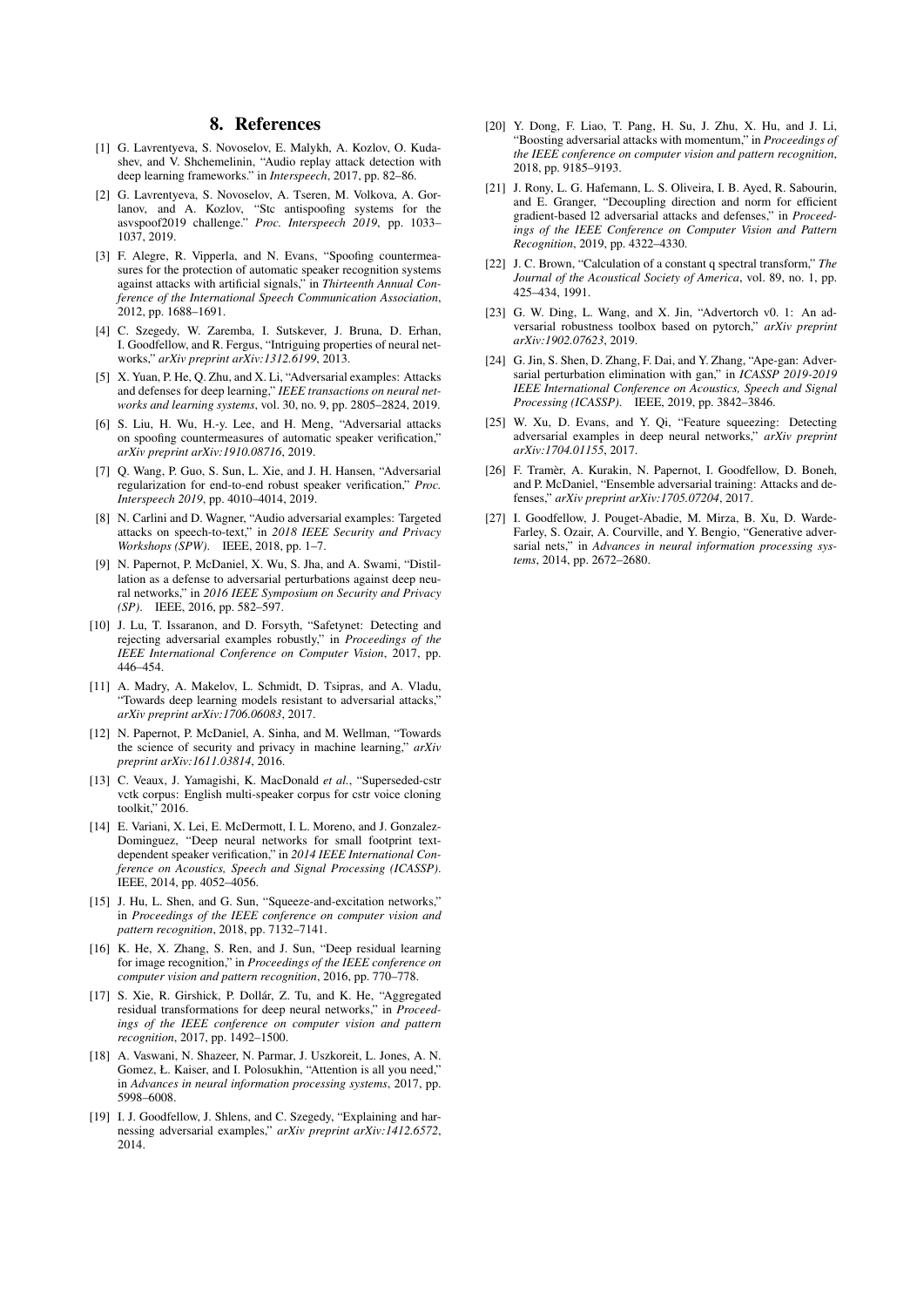## 8. References

[1] G. Lavrentyeva, S. Novoselov, E. Malykh, A. Kozlov, O. Kudashev, and V. Shchemelinin, "Audio replay attack detection with deep learning frameworks." in *Interspeech*, 2017, pp. 82–86.

[2] G. Lavrentyeva, S. Novoselov, A. Tseren, M. Volkova, A. Gorlanov, and A. Kozlov, "Stc antispoofing systems for the asvspoof2019 challenge." *Proc. Interspeech 2019*, pp. 1033–1037, 2019.

[3] F. Alegre, R. Vipperla, and N. Evans, "Spoofing countermeasures for the protection of automatic speaker recognition systems against attacks with artificial signals," in *Thirteenth Annual Conference of the International Speech Communication Association*, 2012, pp. 1688–1691.

[4] C. Szegedy, W. Zaremba, I. Sutskever, J. Bruna, D. Erhan, I. Goodfellow, and R. Fergus, "Intriguing properties of neural networks," *arXiv preprint arXiv:1312.6199*, 2013.

[5] X. Yuan, P. He, Q. Zhu, and X. Li, "Adversarial examples: Attacks and defenses for deep learning," *IEEE transactions on neural networks and learning systems*, vol. 30, no. 9, pp. 2805–2824, 2019.

[6] S. Liu, H. Wu, H.-y. Lee, and H. Meng, "Adversarial attacks on spoofing countermeasures of automatic speaker verification," *arXiv preprint arXiv:1910.08716*, 2019.

[7] Q. Wang, P. Guo, S. Sun, L. Xie, and J. H. Hansen, "Adversarial regularization for end-to-end robust speaker verification," *Proc. Interspeech 2019*, pp. 4010–4014, 2019.

[8] N. Carlini and D. Wagner, "Audio adversarial examples: Targeted attacks on speech-to-text," in *2018 IEEE Security and Privacy Workshops (SPW)*. IEEE, 2018, pp. 1–7.

[9] N. Papernot, P. McDaniel, X. Wu, S. Jha, and A. Swami, "Distillation as a defense to adversarial perturbations against deep neural networks," in *2016 IEEE Symposium on Security and Privacy (SP)*. IEEE, 2016, pp. 582–597.

[10] J. Lu, T. Issaranon, and D. Forsyth, "Safetynet: Detecting and rejecting adversarial examples robustly," in *Proceedings of the IEEE International Conference on Computer Vision*, 2017, pp. 446–454.

[11] A. Madry, A. Makelov, L. Schmidt, D. Tsipras, and A. Vladu, "Towards deep learning models resistant to adversarial attacks," *arXiv preprint arXiv:1706.06083*, 2017.

[12] N. Papernot, P. McDaniel, A. Sinha, and M. Wellman, "Towards the science of security and privacy in machine learning," *arXiv preprint arXiv:1611.03814*, 2016.

[13] C. Veaux, J. Yamagishi, K. MacDonald *et al.*, "Superseded-cstr vctk corpus: English multi-speaker corpus for cstr voice cloning toolkit," 2016.

[14] E. Variani, X. Lei, E. McDermott, I. L. Moreno, and J. Gonzalez-Dominguez, "Deep neural networks for small footprint text-dependent speaker verification," in *2014 IEEE International Conference on Acoustics, Speech and Signal Processing (ICASSP)*. IEEE, 2014, pp. 4052–4056.

[15] J. Hu, L. Shen, and G. Sun, "Squeeze-and-excitation networks," in *Proceedings of the IEEE conference on computer vision and pattern recognition*, 2018, pp. 7132–7141.

[16] K. He, X. Zhang, S. Ren, and J. Sun, "Deep residual learning for image recognition," in *Proceedings of the IEEE conference on computer vision and pattern recognition*, 2016, pp. 770–778.

[17] S. Xie, R. Girshick, P. Dollár, Z. Tu, and K. He, "Aggregated residual transformations for deep neural networks," in *Proceedings of the IEEE conference on computer vision and pattern recognition*, 2017, pp. 1492–1500.

[18] A. Vaswani, N. Shazeer, N. Parmar, J. Uszkoreit, L. Jones, A. N. Gomez, Ł. Kaiser, and I. Polosukhin, "Attention is all you need," in *Advances in neural information processing systems*, 2017, pp. 5998–6008.

[19] I. J. Goodfellow, J. Shlens, and C. Szegedy, "Explaining and harnessing adversarial examples," *arXiv preprint arXiv:1412.6572*, 2014.

[20] Y. Dong, F. Liao, T. Pang, H. Su, J. Zhu, X. Hu, and J. Li, "Boosting adversarial attacks with momentum," in *Proceedings of the IEEE conference on computer vision and pattern recognition*, 2018, pp. 9185–9193.

[21] J. Rony, L. G. Hafemann, L. S. Oliveira, I. B. Ayed, R. Sabourin, and E. Granger, "Decoupling direction and norm for efficient gradient-based l2 adversarial attacks and defenses," in *Proceedings of the IEEE Conference on Computer Vision and Pattern Recognition*, 2019, pp. 4322–4330.

[22] J. C. Brown, "Calculation of a constant q spectral transform," *The Journal of the Acoustical Society of America*, vol. 89, no. 1, pp. 425–434, 1991.

[23] G. W. Ding, L. Wang, and X. Jin, "Advertorch v0. 1: An adversarial robustness toolbox based on pytorch," *arXiv preprint arXiv:1902.07623*, 2019.

[24] G. Jin, S. Shen, D. Zhang, F. Dai, and Y. Zhang, "Ape-gan: Adversarial perturbation elimination with gan," in *ICASSP 2019-2019 IEEE International Conference on Acoustics, Speech and Signal Processing (ICASSP)*. IEEE, 2019, pp. 3842–3846.

[25] W. Xu, D. Evans, and Y. Qi, "Feature squeezing: Detecting adversarial examples in deep neural networks," *arXiv preprint arXiv:1704.01155*, 2017.

[26] F. Tramèr, A. Kurakin, N. Papernot, I. Goodfellow, D. Boneh, and P. McDaniel, "Ensemble adversarial training: Attacks and defenses," *arXiv preprint arXiv:1705.07204*, 2017.

[27] I. Goodfellow, J. Pouget-Abadie, M. Mirza, B. Xu, D. Warde-Farley, S. Ozair, A. Courville, and Y. Bengio, "Generative adversarial nets," in *Advances in neural information processing systems*, 2014, pp. 2672–2680.